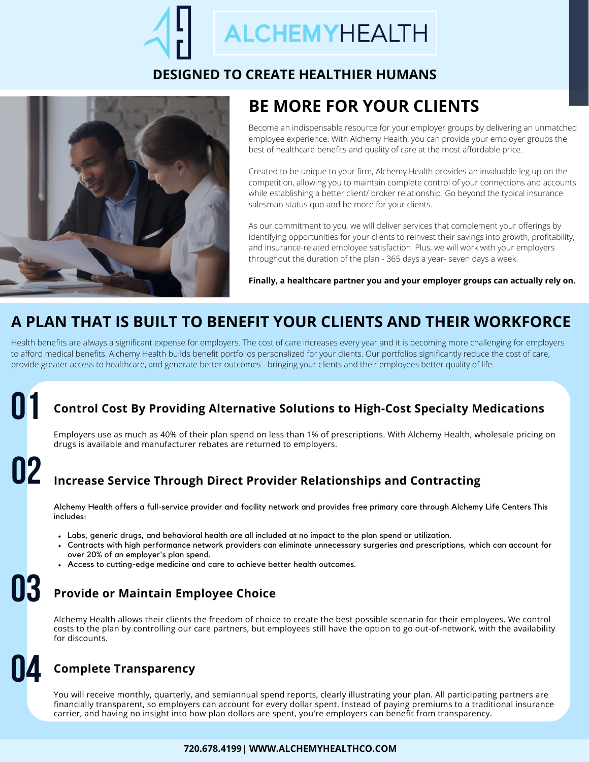# ALCHEMYHEALTH

**DESIGNED TO CREATE HEALTHIER HUMANS**

## BE MORE FOR YOUR CLIENTS

Become an indispensable resource for your employer groups by delivering an unmatched employee experience. With Alchemy Health, you can provide your employer groups the best of healthcare benefits and quality of care at the most affordable price.

Created to be unique to your firm, Alchemy Health provides an invaluable leg up on the competition, allowing you to maintain complete control of your connections and accounts while establishing a better client/ broker relationship. Go beyond the typical insurance salesman status quo and be more for your clients.

As our commitment to you, we will deliver services that complement your offerings by identifying opportunities for your clients to reinvest their savings into growth, profitability, and insurance-related employee satisfaction. Plus, we will work with your employers throughout the duration of the plan - 365 days a year- seven days a week.

**Finally, a healthcare partner you and your employer groups can actually rely on.**

## A PLAN THAT IS BUILT TO BENEFIT YOUR CLIENTS AND THEIR WORKFORCE

Health benefits are always a significant expense for employers. The cost of care increases every year and it is becoming more challenging for employers to afford medical benefits. Alchemy Health builds benefit portfolios personalized for your clients. Our portfolios significantly reduce the cost of care, provide greater access to healthcare, and generate better outcomes - bringing your clients and their employees better quality of life.

### 01 Control Cost By Providing Alternative Solutions to High-Cost Specialty Medications

Employers use as much as 40% of their plan spend on less than 1% of prescriptions. With Alchemy Health, wholesale pricing on drugs is available and manufacturer rebates are returned to employers.

### 02 Increase Service Through Direct Provider Relationships and Contracting

Alchemy Health offers a full-service provider and facility network and provides free primary care through Alchemy Life Centers This includes:

- Labs, generic drugs, and behavioral health are all included at no impact to the plan spend or utilization.
- Contracts with high performance network providers can eliminate unnecessary surgeries and prescriptions, which can account for over 20% of an employer's plan spend.
- Access to cutting-edge medicine and care to achieve better health outcomes.

### 03 Provide or Maintain Employee Choice

Alchemy Health allows their clients the freedom of choice to create the best possible scenario for their employees. We control costs to the plan by controlling our care partners, but employees still have the option to go out-of-network, with the availability for discounts.

### 04 Complete Transparency

You will receive monthly, quarterly, and semiannual spend reports, clearly illustrating your plan. All participating partners are financially transparent, so employers can account for every dollar spent. Instead of paying premiums to a traditional insurance carrier, and having no insight into how plan dollars are spent, you're employers can benefit from transparency.

**720.678.4199| WWW.ALCHEMYHEALTHCO.COM**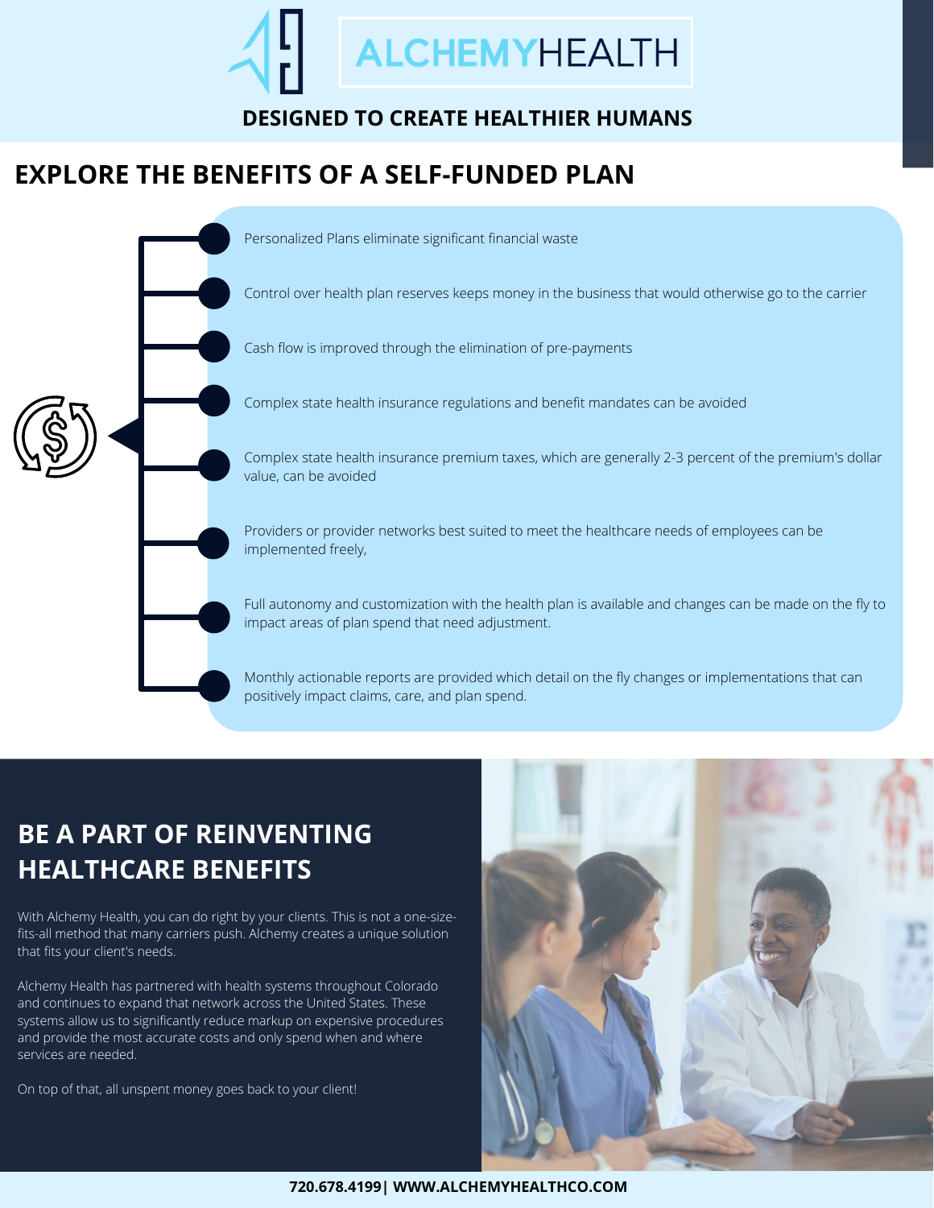# ALCHEMYHEALTH

**DESIGNED TO CREATE HEALTHIER HUMANS**

## EXPLORE THE BENEFITS OF A SELF-FUNDED PLAN

- Personalized Plans eliminate significant financial waste
- Control over health plan reserves keeps money in the business that would otherwise go to the carrier
- Cash flow is improved through the elimination of pre-payments
- Complex state health insurance regulations and benefit mandates can be avoided
- Complex state health insurance premium taxes, which are generally 2-3 percent of the premium's dollar value, can be avoided
- Providers or provider networks best suited to meet the healthcare needs of employees can be implemented freely,
- Full autonomy and customization with the health plan is available and changes can be made on the fly to impact areas of plan spend that need adjustment.
- Monthly actionable reports are provided which detail on the fly changes or implementations that can positively impact claims, care, and plan spend.

## BE A PART OF REINVENTING HEALTHCARE BENEFITS

With Alchemy Health, you can do right by your clients. This is not a one-size-fits-all method that many carriers push. Alchemy creates a unique solution that fits your client's needs.

Alchemy Health has partnered with health systems throughout Colorado and continues to expand that network across the United States. These systems allow us to significantly reduce markup on expensive procedures and provide the most accurate costs and only spend when and where services are needed.

On top of that, all unspent money goes back to your client!

**720.678.4199| WWW.ALCHEMYHEALTHCO.COM**